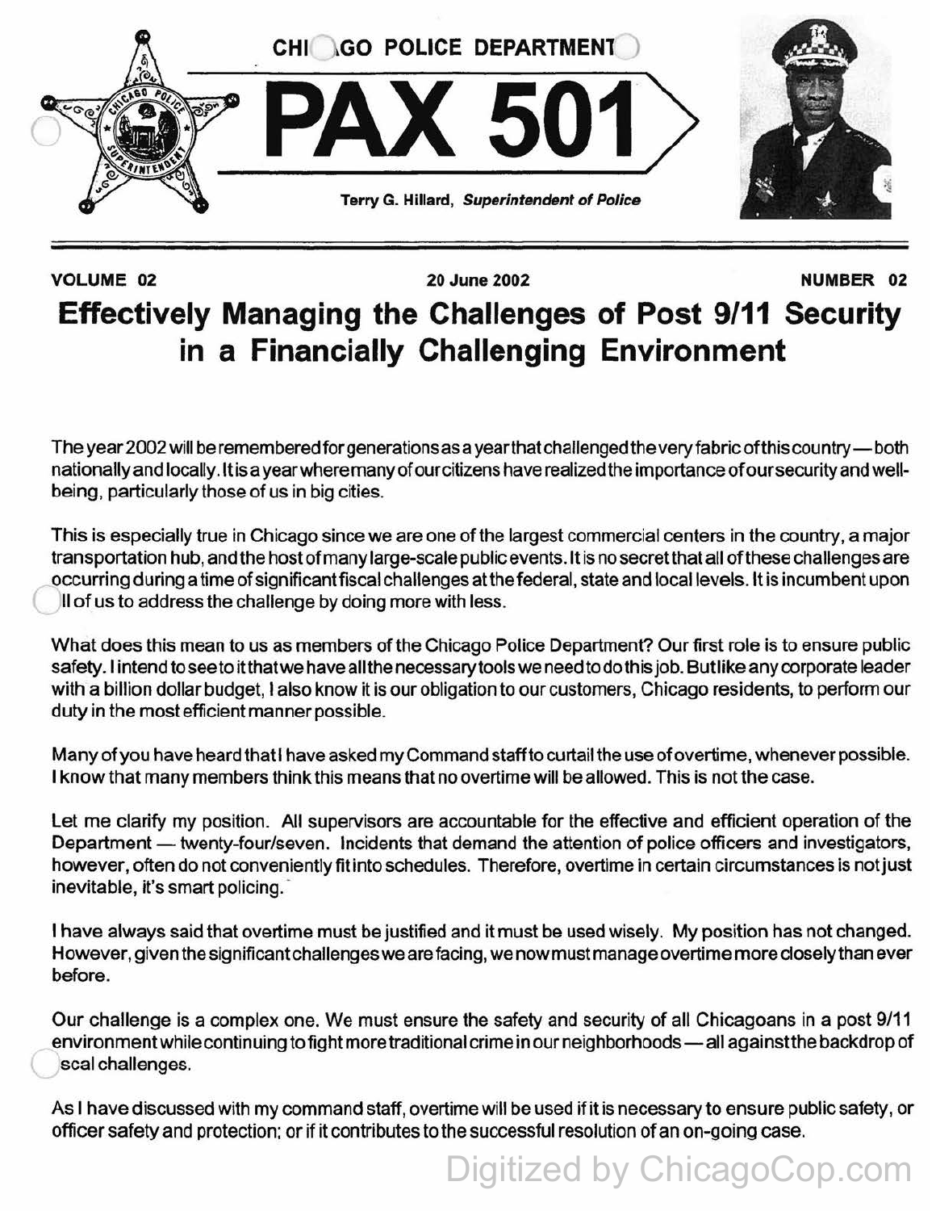CHICAGO POLICE DEPARTMENT

# PAX 501

Terry G. Hillard, *Superintendent of Police*

**VOLUME 02** **20 June 2002** **NUMBER 02**

## Effectively Managing the Challenges of Post 9/11 Security in a Financially Challenging Environment

The year 2002 will be remembered for generations as a year that challenged the very fabric of this country — both nationally and locally. It is a year where many of our citizens have realized the importance of our security and well-being, particularly those of us in big cities.

This is especially true in Chicago since we are one of the largest commercial centers in the country, a major transportation hub, and the host of many large-scale public events. It is no secret that all of these challenges are occurring during a time of significant fiscal challenges at the federal, state and local levels. It is incumbent upon all of us to address the challenge by doing more with less.

What does this mean to us as members of the Chicago Police Department? Our first role is to ensure public safety. I intend to see to it that we have all the necessary tools we need to do this job. But like any corporate leader with a billion dollar budget, I also know it is our obligation to our customers, Chicago residents, to perform our duty in the most efficient manner possible.

Many of you have heard that I have asked my Command staff to curtail the use of overtime, whenever possible. I know that many members think this means that no overtime will be allowed. This is not the case.

Let me clarify my position. All supervisors are accountable for the effective and efficient operation of the Department — twenty-four/seven. Incidents that demand the attention of police officers and investigators, however, often do not conveniently fit into schedules. Therefore, overtime in certain circumstances is not just inevitable, it's smart policing.

I have always said that overtime must be justified and it must be used wisely. My position has not changed. However, given the significant challenges we are facing, we now must manage overtime more closely than ever before.

Our challenge is a complex one. We must ensure the safety and security of all Chicagoans in a post 9/11 environment while continuing to fight more traditional crime in our neighborhoods — all against the backdrop of fiscal challenges.

As I have discussed with my command staff, overtime will be used if it is necessary to ensure public safety, or officer safety and protection; or if it contributes to the successful resolution of an on-going case.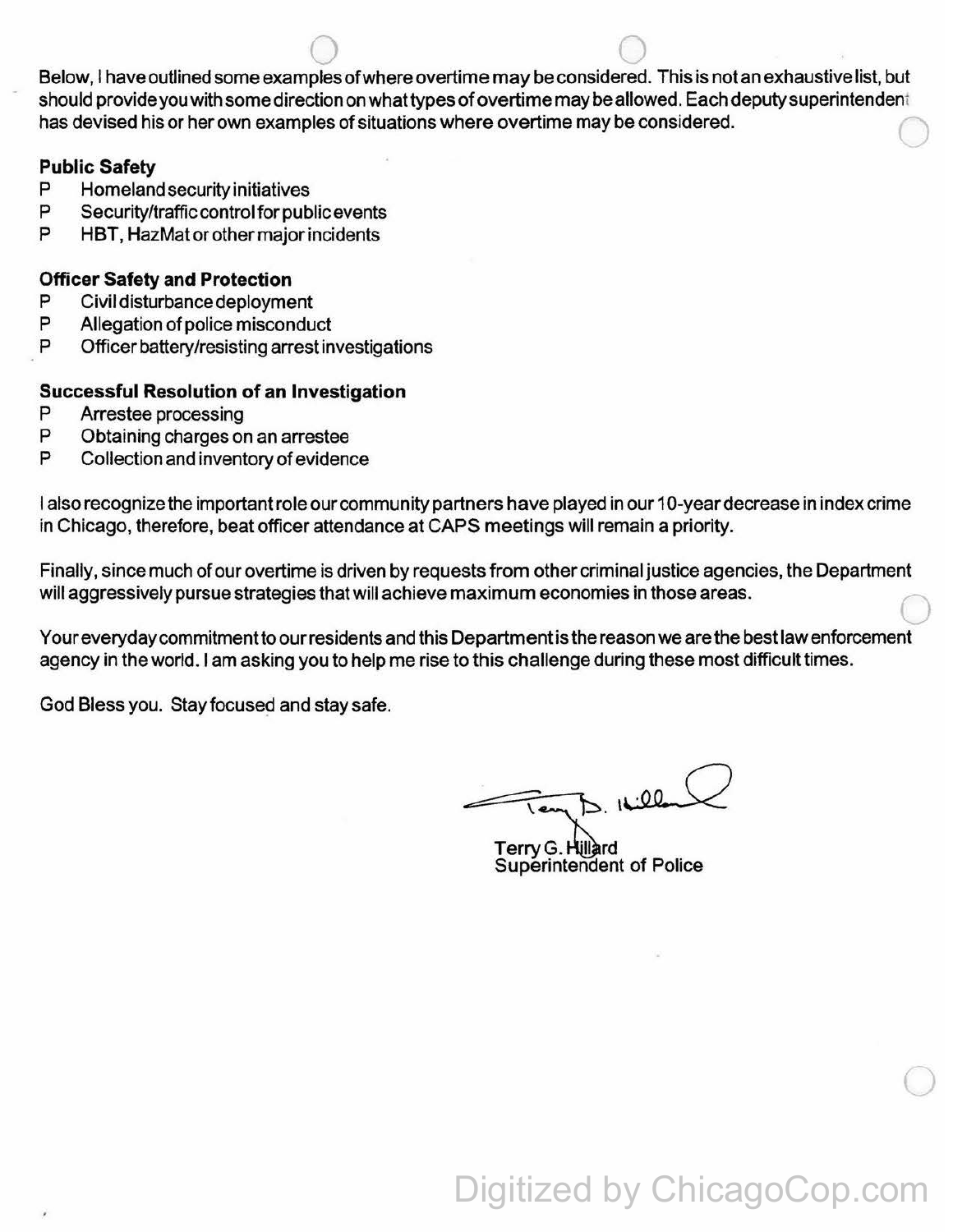Below, I have outlined some examples of where overtime may be considered. This is not an exhaustive list, but should provide you with some direction on what types of overtime may be allowed. Each deputy superintendent has devised his or her own examples of situations where overtime may be considered.

**Public Safety**

- P Homeland security initiatives
- P Security/traffic control for public events
- P HBT, HazMat or other major incidents

**Officer Safety and Protection**

- P Civil disturbance deployment
- P Allegation of police misconduct
- P Officer battery/resisting arrest investigations

**Successful Resolution of an Investigation**

- P Arrestee processing
- P Obtaining charges on an arrestee
- P Collection and inventory of evidence

I also recognize the important role our community partners have played in our 10-year decrease in index crime in Chicago, therefore, beat officer attendance at CAPS meetings will remain a priority.

Finally, since much of our overtime is driven by requests from other criminal justice agencies, the Department will aggressively pursue strategies that will achieve maximum economies in those areas.

Your everyday commitment to our residents and this Department is the reason we are the best law enforcement agency in the world. I am asking you to help me rise to this challenge during these most difficult times.

God Bless you. Stay focused and stay safe.

Terry G. Hillard
Superintendent of Police